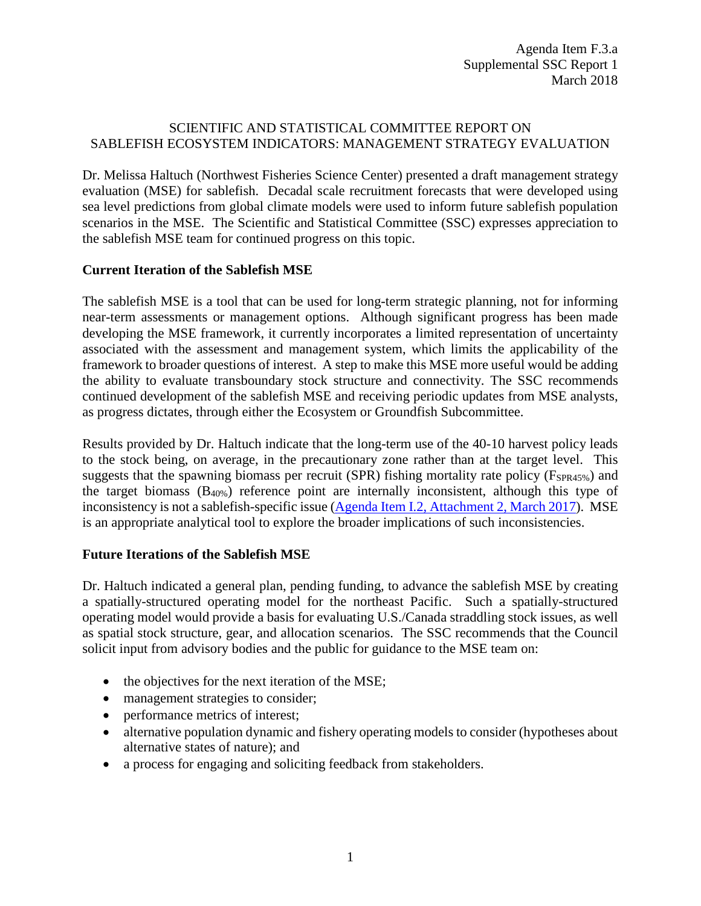Agenda Item F.3.a
Supplemental SSC Report 1
March 2018

# SCIENTIFIC AND STATISTICAL COMMITTEE REPORT ON SABLEFISH ECOSYSTEM INDICATORS: MANAGEMENT STRATEGY EVALUATION

Dr. Melissa Haltuch (Northwest Fisheries Science Center) presented a draft management strategy evaluation (MSE) for sablefish. Decadal scale recruitment forecasts that were developed using sea level predictions from global climate models were used to inform future sablefish population scenarios in the MSE. The Scientific and Statistical Committee (SSC) expresses appreciation to the sablefish MSE team for continued progress on this topic.

## Current Iteration of the Sablefish MSE

The sablefish MSE is a tool that can be used for long-term strategic planning, not for informing near-term assessments or management options. Although significant progress has been made developing the MSE framework, it currently incorporates a limited representation of uncertainty associated with the assessment and management system, which limits the applicability of the framework to broader questions of interest. A step to make this MSE more useful would be adding the ability to evaluate transboundary stock structure and connectivity. The SSC recommends continued development of the sablefish MSE and receiving periodic updates from MSE analysts, as progress dictates, through either the Ecosystem or Groundfish Subcommittee.

Results provided by Dr. Haltuch indicate that the long-term use of the 40-10 harvest policy leads to the stock being, on average, in the precautionary zone rather than at the target level. This suggests that the spawning biomass per recruit (SPR) fishing mortality rate policy ($F_{SPR45\%}$) and the target biomass ($B_{40\%}$) reference point are internally inconsistent, although this type of inconsistency is not a sablefish-specific issue ([Agenda Item I.2, Attachment 2, March 2017](#)). MSE is an appropriate analytical tool to explore the broader implications of such inconsistencies.

## Future Iterations of the Sablefish MSE

Dr. Haltuch indicated a general plan, pending funding, to advance the sablefish MSE by creating a spatially-structured operating model for the northeast Pacific. Such a spatially-structured operating model would provide a basis for evaluating U.S./Canada straddling stock issues, as well as spatial stock structure, gear, and allocation scenarios. The SSC recommends that the Council solicit input from advisory bodies and the public for guidance to the MSE team on:

- the objectives for the next iteration of the MSE;
- management strategies to consider;
- performance metrics of interest;
- alternative population dynamic and fishery operating models to consider (hypotheses about alternative states of nature); and
- a process for engaging and soliciting feedback from stakeholders.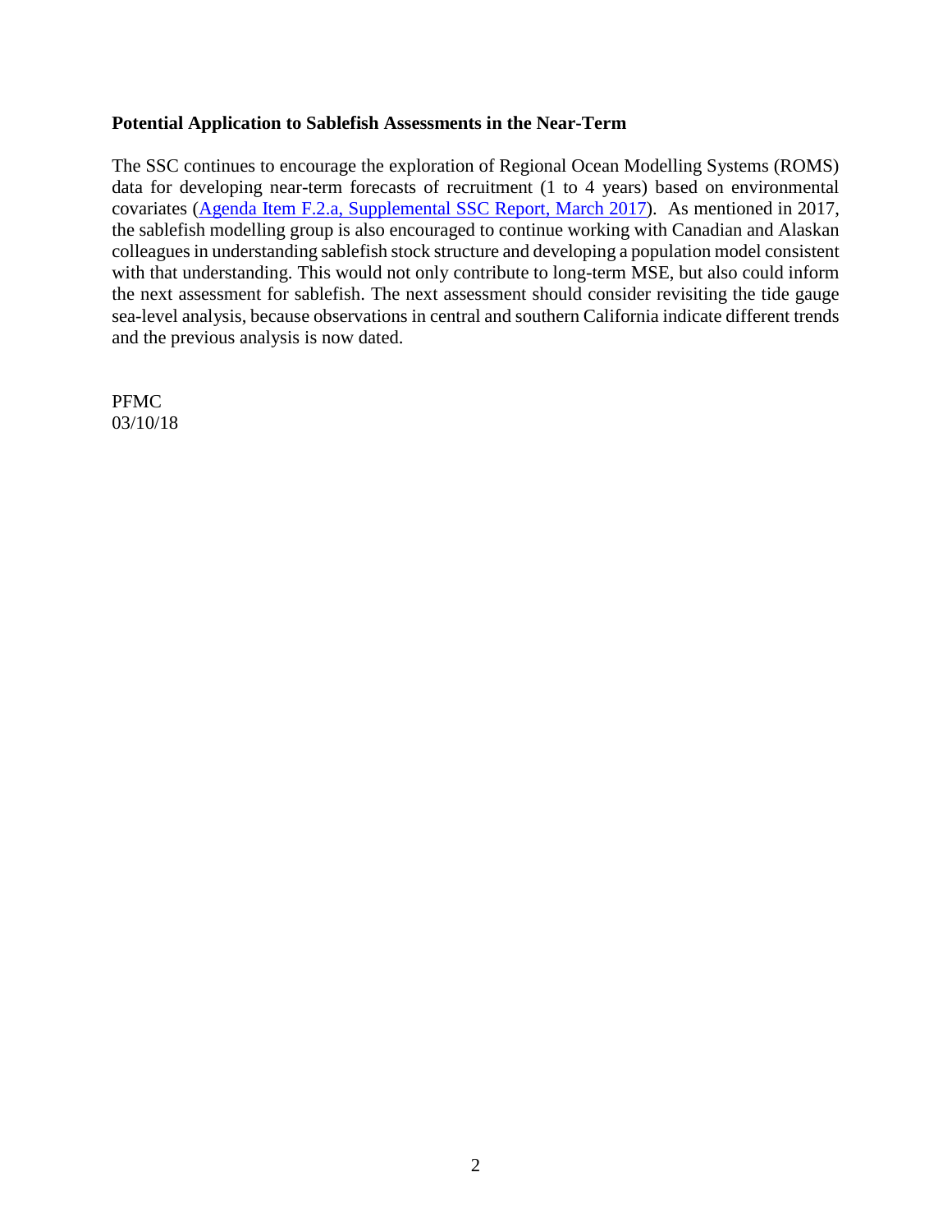**Potential Application to Sablefish Assessments in the Near-Term**

The SSC continues to encourage the exploration of Regional Ocean Modelling Systems (ROMS) data for developing near-term forecasts of recruitment (1 to 4 years) based on environmental covariates (Agenda Item F.2.a, Supplemental SSC Report, March 2017). As mentioned in 2017, the sablefish modelling group is also encouraged to continue working with Canadian and Alaskan colleagues in understanding sablefish stock structure and developing a population model consistent with that understanding. This would not only contribute to long-term MSE, but also could inform the next assessment for sablefish. The next assessment should consider revisiting the tide gauge sea-level analysis, because observations in central and southern California indicate different trends and the previous analysis is now dated.

PFMC
03/10/18